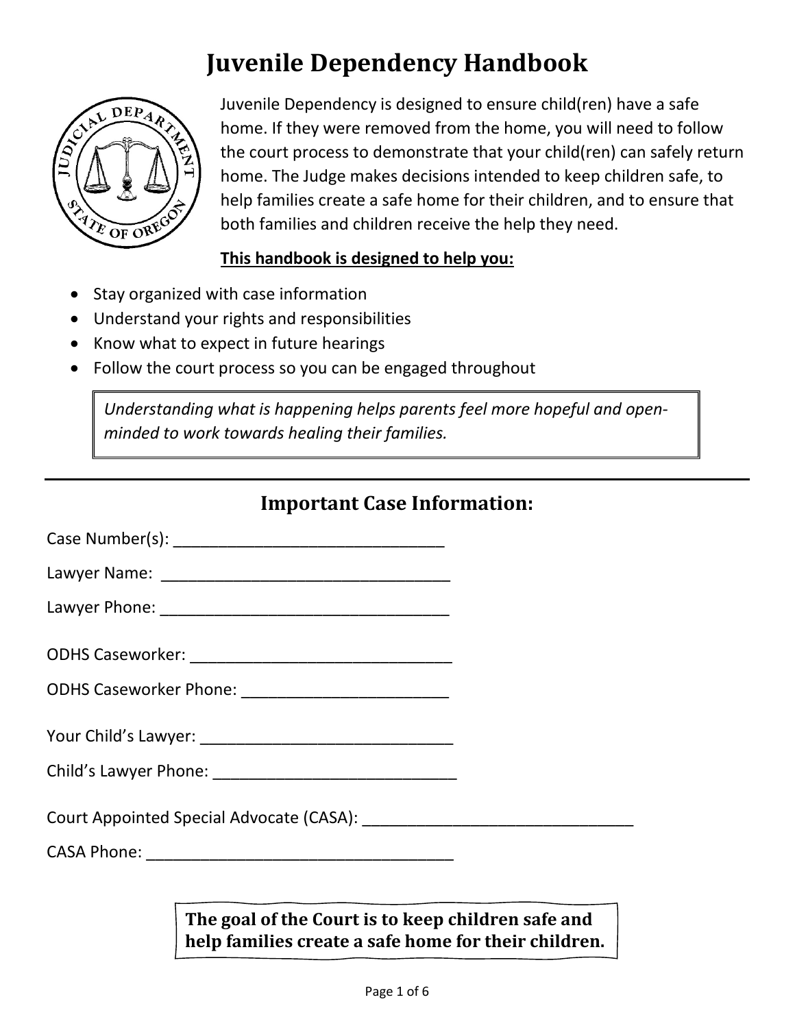# Juvenile Dependency Handbook

Juvenile Dependency is designed to ensure child(ren) have a safe home. If they were removed from the home, you will need to follow the court process to demonstrate that your child(ren) can safely return home. The Judge makes decisions intended to keep children safe, to help families create a safe home for their children, and to ensure that both families and children receive the help they need.

**This handbook is designed to help you:**

- Stay organized with case information
- Understand your rights and responsibilities
- Know what to expect in future hearings
- Follow the court process so you can be engaged throughout

> *Understanding what is happening helps parents feel more hopeful and open-minded to work towards healing their families.*

---

## Important Case Information:

Case Number(s): _______________________________

Lawyer Name: _________________________________

Lawyer Phone: _________________________________

ODHS Caseworker: ______________________________

ODHS Caseworker Phone: ________________________

Your Child's Lawyer: ____________________________

Child's Lawyer Phone: ___________________________

Court Appointed Special Advocate (CASA): _______________________________

CASA Phone: ___________________________________

> **The goal of the Court is to keep children safe and help families create a safe home for their children.**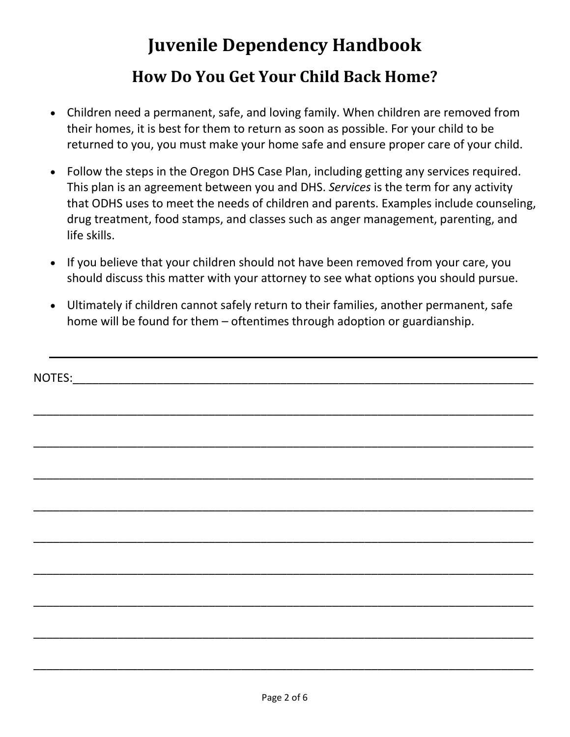# Juvenile Dependency Handbook

## How Do You Get Your Child Back Home?

- Children need a permanent, safe, and loving family. When children are removed from their homes, it is best for them to return as soon as possible. For your child to be returned to you, you must make your home safe and ensure proper care of your child.
- Follow the steps in the Oregon DHS Case Plan, including getting any services required. This plan is an agreement between you and DHS. *Services* is the term for any activity that ODHS uses to meet the needs of children and parents. Examples include counseling, drug treatment, food stamps, and classes such as anger management, parenting, and life skills.
- If you believe that your children should not have been removed from your care, you should discuss this matter with your attorney to see what options you should pursue.
- Ultimately if children cannot safely return to their families, another permanent, safe home will be found for them – oftentimes through adoption or guardianship.

---

NOTES:_____________________________________________________________________________

_____________________________________________________________________________

_____________________________________________________________________________

_____________________________________________________________________________

_____________________________________________________________________________

_____________________________________________________________________________

_____________________________________________________________________________

_____________________________________________________________________________

_____________________________________________________________________________

_____________________________________________________________________________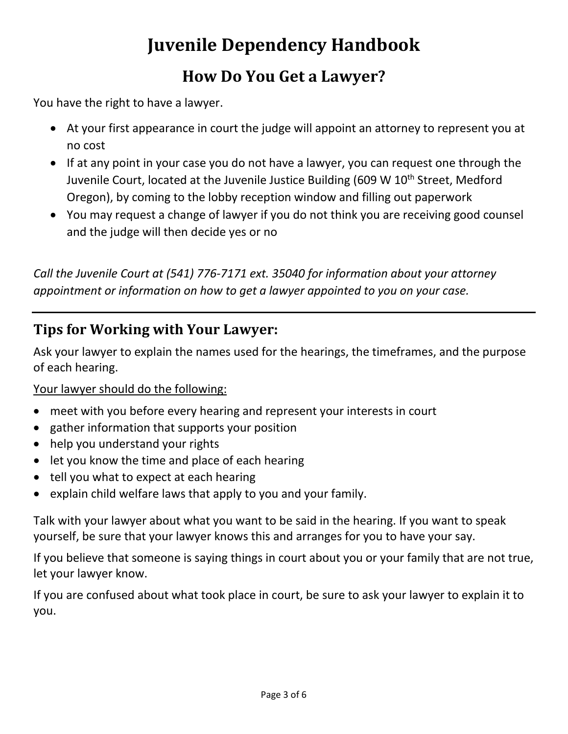# Juvenile Dependency Handbook

## How Do You Get a Lawyer?

You have the right to have a lawyer.

- At your first appearance in court the judge will appoint an attorney to represent you at no cost
- If at any point in your case you do not have a lawyer, you can request one through the Juvenile Court, located at the Juvenile Justice Building (609 W 10th Street, Medford Oregon), by coming to the lobby reception window and filling out paperwork
- You may request a change of lawyer if you do not think you are receiving good counsel and the judge will then decide yes or no

*Call the Juvenile Court at (541) 776-7171 ext. 35040 for information about your attorney appointment or information on how to get a lawyer appointed to you on your case.*

---

### Tips for Working with Your Lawyer:

Ask your lawyer to explain the names used for the hearings, the timeframes, and the purpose of each hearing.

Your lawyer should do the following:

- meet with you before every hearing and represent your interests in court
- gather information that supports your position
- help you understand your rights
- let you know the time and place of each hearing
- tell you what to expect at each hearing
- explain child welfare laws that apply to you and your family.

Talk with your lawyer about what you want to be said in the hearing. If you want to speak yourself, be sure that your lawyer knows this and arranges for you to have your say.

If you believe that someone is saying things in court about you or your family that are not true, let your lawyer know.

If you are confused about what took place in court, be sure to ask your lawyer to explain it to you.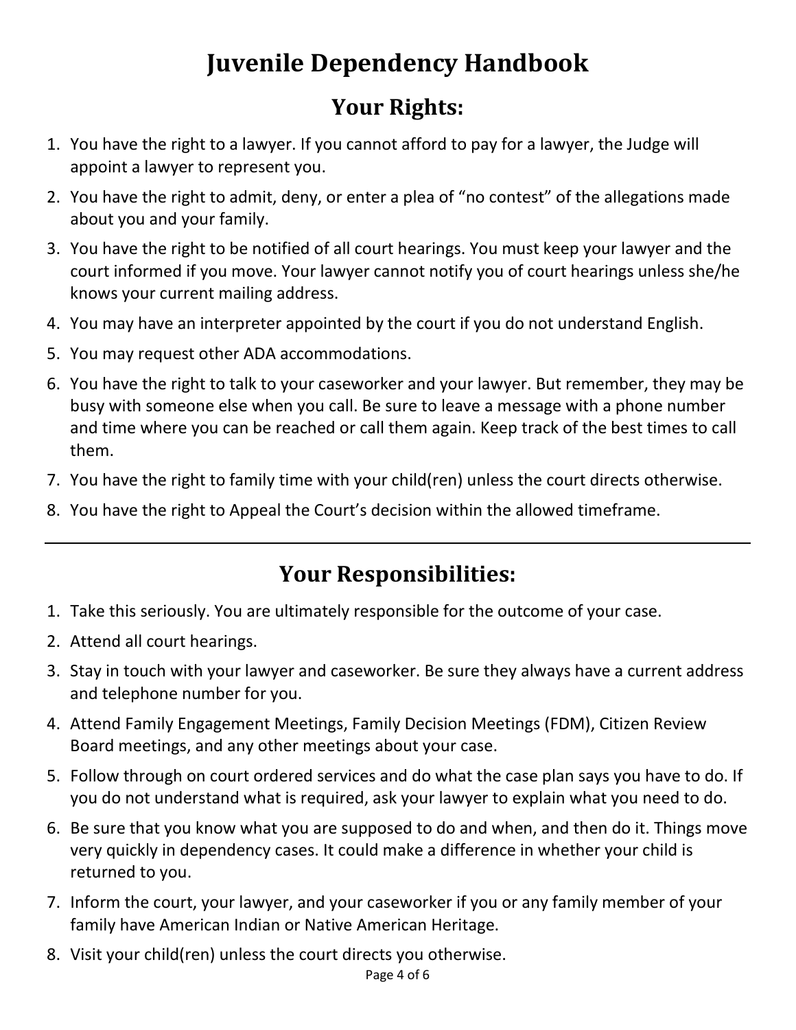# Juvenile Dependency Handbook

## Your Rights:

1. You have the right to a lawyer. If you cannot afford to pay for a lawyer, the Judge will appoint a lawyer to represent you.
2. You have the right to admit, deny, or enter a plea of "no contest" of the allegations made about you and your family.
3. You have the right to be notified of all court hearings. You must keep your lawyer and the court informed if you move. Your lawyer cannot notify you of court hearings unless she/he knows your current mailing address.
4. You may have an interpreter appointed by the court if you do not understand English.
5. You may request other ADA accommodations.
6. You have the right to talk to your caseworker and your lawyer. But remember, they may be busy with someone else when you call. Be sure to leave a message with a phone number and time where you can be reached or call them again. Keep track of the best times to call them.
7. You have the right to family time with your child(ren) unless the court directs otherwise.
8. You have the right to Appeal the Court's decision within the allowed timeframe.

---

## Your Responsibilities:

1. Take this seriously. You are ultimately responsible for the outcome of your case.
2. Attend all court hearings.
3. Stay in touch with your lawyer and caseworker. Be sure they always have a current address and telephone number for you.
4. Attend Family Engagement Meetings, Family Decision Meetings (FDM), Citizen Review Board meetings, and any other meetings about your case.
5. Follow through on court ordered services and do what the case plan says you have to do. If you do not understand what is required, ask your lawyer to explain what you need to do.
6. Be sure that you know what you are supposed to do and when, and then do it. Things move very quickly in dependency cases. It could make a difference in whether your child is returned to you.
7. Inform the court, your lawyer, and your caseworker if you or any family member of your family have American Indian or Native American Heritage.
8. Visit your child(ren) unless the court directs you otherwise.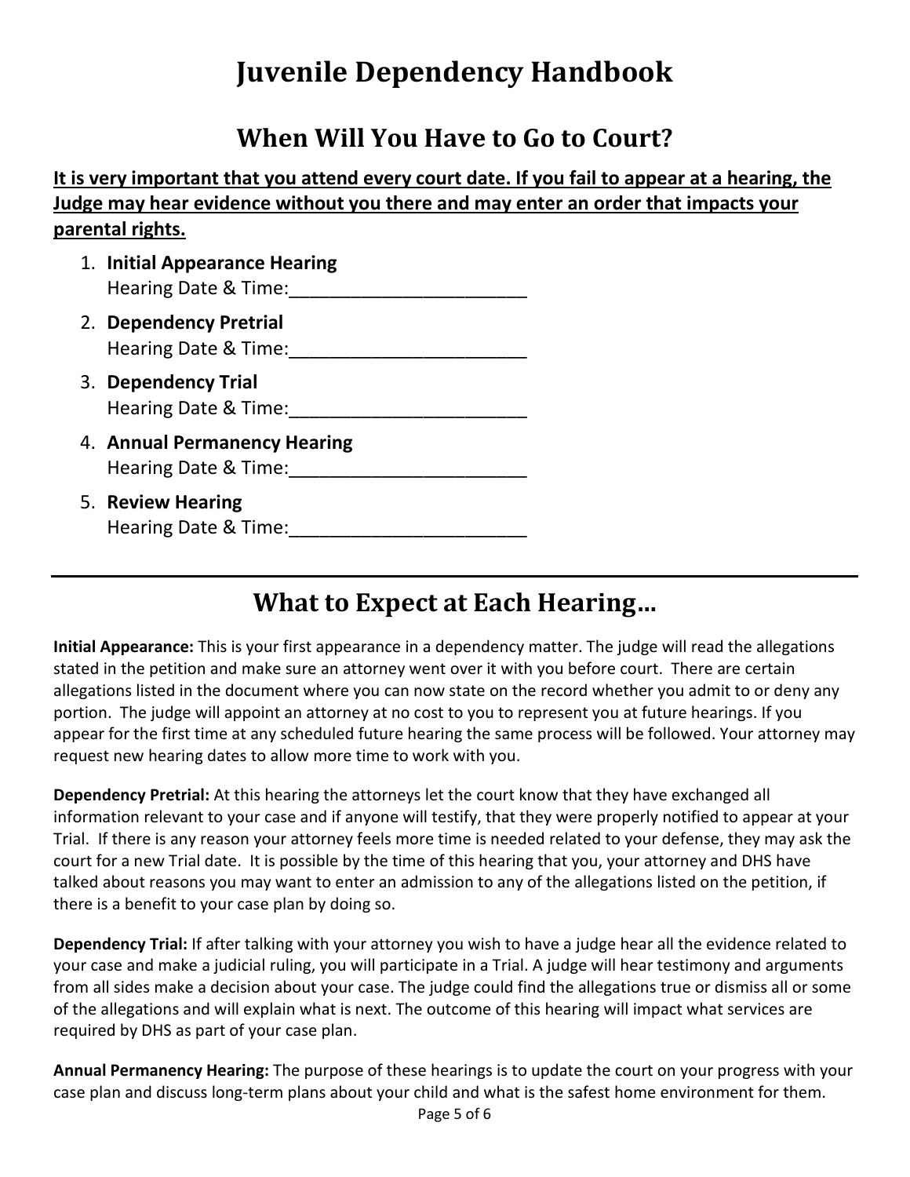# Juvenile Dependency Handbook

## When Will You Have to Go to Court?

**It is very important that you attend every court date. If you fail to appear at a hearing, the Judge may hear evidence without you there and may enter an order that impacts your parental rights.**

1. **Initial Appearance Hearing**
   Hearing Date & Time:_______________________
2. **Dependency Pretrial**
   Hearing Date & Time:_______________________
3. **Dependency Trial**
   Hearing Date & Time:_______________________
4. **Annual Permanency Hearing**
   Hearing Date & Time:_______________________
5. **Review Hearing**
   Hearing Date & Time:_______________________

---

## What to Expect at Each Hearing…

**Initial Appearance:** This is your first appearance in a dependency matter. The judge will read the allegations stated in the petition and make sure an attorney went over it with you before court. There are certain allegations listed in the document where you can now state on the record whether you admit to or deny any portion. The judge will appoint an attorney at no cost to you to represent you at future hearings. If you appear for the first time at any scheduled future hearing the same process will be followed. Your attorney may request new hearing dates to allow more time to work with you.

**Dependency Pretrial:** At this hearing the attorneys let the court know that they have exchanged all information relevant to your case and if anyone will testify, that they were properly notified to appear at your Trial. If there is any reason your attorney feels more time is needed related to your defense, they may ask the court for a new Trial date. It is possible by the time of this hearing that you, your attorney and DHS have talked about reasons you may want to enter an admission to any of the allegations listed on the petition, if there is a benefit to your case plan by doing so.

**Dependency Trial:** If after talking with your attorney you wish to have a judge hear all the evidence related to your case and make a judicial ruling, you will participate in a Trial. A judge will hear testimony and arguments from all sides make a decision about your case. The judge could find the allegations true or dismiss all or some of the allegations and will explain what is next. The outcome of this hearing will impact what services are required by DHS as part of your case plan.

**Annual Permanency Hearing:** The purpose of these hearings is to update the court on your progress with your case plan and discuss long-term plans about your child and what is the safest home environment for them.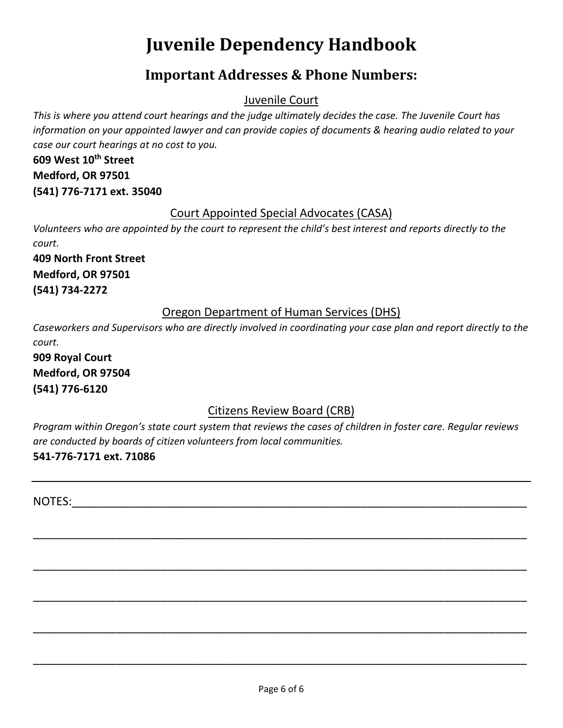# Juvenile Dependency Handbook

## Important Addresses & Phone Numbers:

### Juvenile Court

*This is where you attend court hearings and the judge ultimately decides the case. The Juvenile Court has information on your appointed lawyer and can provide copies of documents & hearing audio related to your case our court hearings at no cost to you.*

**609 West 10th Street**
**Medford, OR 97501**
**(541) 776-7171 ext. 35040**

### Court Appointed Special Advocates (CASA)

*Volunteers who are appointed by the court to represent the child's best interest and reports directly to the court.*

**409 North Front Street**
**Medford, OR 97501**
**(541) 734-2272**

### Oregon Department of Human Services (DHS)

*Caseworkers and Supervisors who are directly involved in coordinating your case plan and report directly to the court.*

**909 Royal Court**
**Medford, OR 97504**
**(541) 776-6120**

### Citizens Review Board (CRB)

*Program within Oregon's state court system that reviews the cases of children in foster care. Regular reviews are conducted by boards of citizen volunteers from local communities.*

**541-776-7171 ext. 71086**

---

NOTES:____________________________________________________________________________

__________________________________________________________________________________

__________________________________________________________________________________

__________________________________________________________________________________

__________________________________________________________________________________

__________________________________________________________________________________